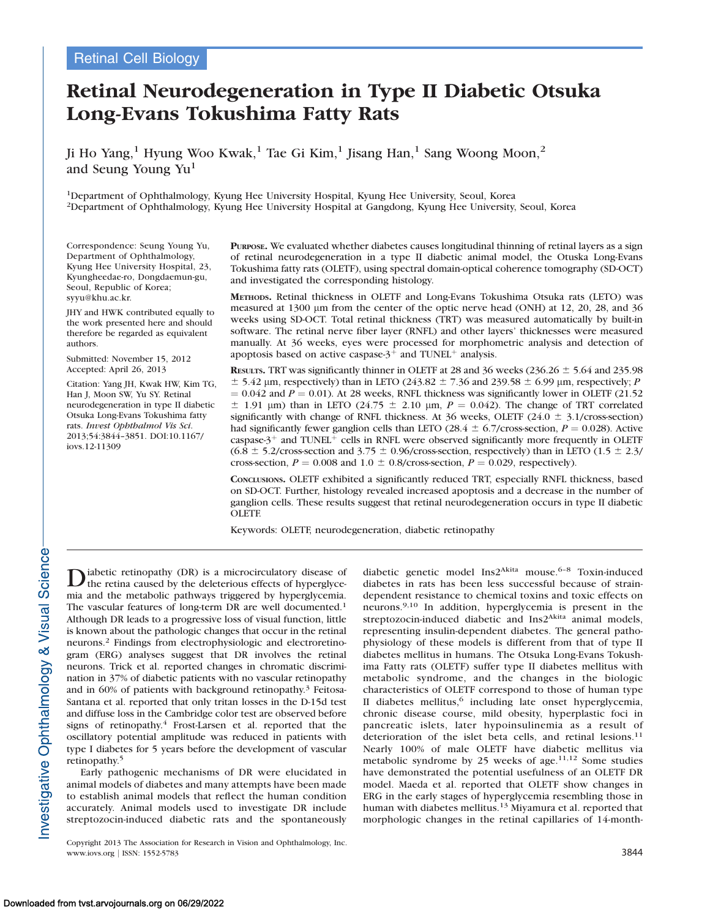Retinal Cell Biology

# Retinal Neurodegeneration in Type II Diabetic Otsuka Long-Evans Tokushima Fatty Rats

Ji Ho Yang,[1] Hyung Woo Kwak,[1] Tae Gi Kim,[1] Jisang Han,[1] Sang Woong Moon,[2] and Seung Young Yu[1]

[1]Department of Ophthalmology, Kyung Hee University Hospital, Kyung Hee University, Seoul, Korea
[2]Department of Ophthalmology, Kyung Hee University Hospital at Gangdong, Kyung Hee University, Seoul, Korea

Correspondence: Seung Young Yu, Department of Ophthalmology, Kyung Hee University Hospital, 23, Kyungheedae-ro, Dongdaemun-gu, Seoul, Republic of Korea; syyu@khu.ac.kr.

JHY and HWK contributed equally to the work presented here and should therefore be regarded as equivalent authors.

Submitted: November 15, 2012
Accepted: April 26, 2013

Citation: Yang JH, Kwak HW, Kim TG, Han J, Moon SW, Yu SY. Retinal neurodegeneration in type II diabetic Otsuka Long-Evans Tokushima fatty rats. *Invest Ophthalmol Vis Sci.* 2013;54:3844–3851. DOI:10.1167/iovs.12-11309

**PURPOSE.** We evaluated whether diabetes causes longitudinal thinning of retinal layers as a sign of retinal neurodegeneration in a type II diabetic animal model, the Otuska Long-Evans Tokushima fatty rats (OLETF), using spectral domain-optical coherence tomography (SD-OCT) and investigated the corresponding histology.

**METHODS.** Retinal thickness in OLETF and Long-Evans Tokushima Otsuka rats (LETO) was measured at 1300 μm from the center of the optic nerve head (ONH) at 12, 20, 28, and 36 weeks using SD-OCT. Total retinal thickness (TRT) was measured automatically by built-in software. The retinal nerve fiber layer (RNFL) and other layers' thicknesses were measured manually. At 36 weeks, eyes were processed for morphometric analysis and detection of apoptosis based on active caspase-3$^+$ and TUNEL$^+$ analysis.

**RESULTS.** TRT was significantly thinner in OLETF at 28 and 36 weeks (236.26 ± 5.64 and 235.98 ± 5.42 μm, respectively) than in LETO (243.82 ± 7.36 and 239.58 ± 6.99 μm, respectively; $P = 0.042$ and $P = 0.01$). At 28 weeks, RNFL thickness was significantly lower in OLETF (21.52 ± 1.91 μm) than in LETO (24.75 ± 2.10 μm, $P = 0.042$). The change of TRT correlated significantly with change of RNFL thickness. At 36 weeks, OLETF (24.0 ± 3.1/cross-section) had significantly fewer ganglion cells than LETO (28.4 ± 6.7/cross-section, $P = 0.028$). Active caspase-3$^+$ and TUNEL$^+$ cells in RNFL were observed significantly more frequently in OLETF (6.8 ± 5.2/cross-section and 3.75 ± 0.96/cross-section, respectively) than in LETO (1.5 ± 2.3/cross-section, $P = 0.008$ and 1.0 ± 0.8/cross-section, $P = 0.029$, respectively).

**CONCLUSIONS.** OLETF exhibited a significantly reduced TRT, especially RNFL thickness, based on SD-OCT. Further, histology revealed increased apoptosis and a decrease in the number of ganglion cells. These results suggest that retinal neurodegeneration occurs in type II diabetic OLETF.

Keywords: OLETF, neurodegeneration, diabetic retinopathy

Diabetic retinopathy (DR) is a microcirculatory disease of the retina caused by the deleterious effects of hyperglycemia and the metabolic pathways triggered by hyperglycemia. The vascular features of long-term DR are well documented.[1] Although DR leads to a progressive loss of visual function, little is known about the pathologic changes that occur in the retinal neurons.[2] Findings from electrophysiologic and electroretinogram (ERG) analyses suggest that DR involves the retinal neurons. Trick et al. reported changes in chromatic discrimination in 37% of diabetic patients with no vascular retinopathy and in 60% of patients with background retinopathy.[3] Feitosa-Santana et al. reported that only tritan losses in the D-15d test and diffuse loss in the Cambridge color test are observed before signs of retinopathy.[4] Frost-Larsen et al. reported that the oscillatory potential amplitude was reduced in patients with type I diabetes for 5 years before the development of vascular retinopathy.[5]

Early pathogenic mechanisms of DR were elucidated in animal models of diabetes and many attempts have been made to establish animal models that reflect the human condition accurately. Animal models used to investigate DR include streptozocin-induced diabetic rats and the spontaneously diabetic genetic model Ins2$^{Akita}$ mouse.[6–8] Toxin-induced diabetes in rats has been less successful because of strain-dependent resistance to chemical toxins and toxic effects on neurons.[9,10] In addition, hyperglycemia is present in the streptozocin-induced diabetic and Ins2$^{Akita}$ animal models, representing insulin-dependent diabetes. The general pathophysiology of these models is different from that of type II diabetes mellitus in humans. The Otsuka Long-Evans Tokushima Fatty rats (OLETF) suffer type II diabetes mellitus with metabolic syndrome, and the changes in the biologic characteristics of OLETF correspond to those of human type II diabetes mellitus,[6] including late onset hyperglycemia, chronic disease course, mild obesity, hyperplastic foci in pancreatic islets, later hypoinsulinemia as a result of deterioration of the islet beta cells, and retinal lesions.[11] Nearly 100% of male OLETF have diabetic mellitus via metabolic syndrome by 25 weeks of age.[11,12] Some studies have demonstrated the potential usefulness of an OLETF DR model. Maeda et al. reported that OLETF show changes in ERG in the early stages of hyperglycemia resembling those in human with diabetes mellitus.[13] Miyamura et al. reported that morphologic changes in the retinal capillaries of 14-month-

Copyright 2013 The Association for Research in Vision and Ophthalmology, Inc.
www.iovs.org | ISSN: 1552-5783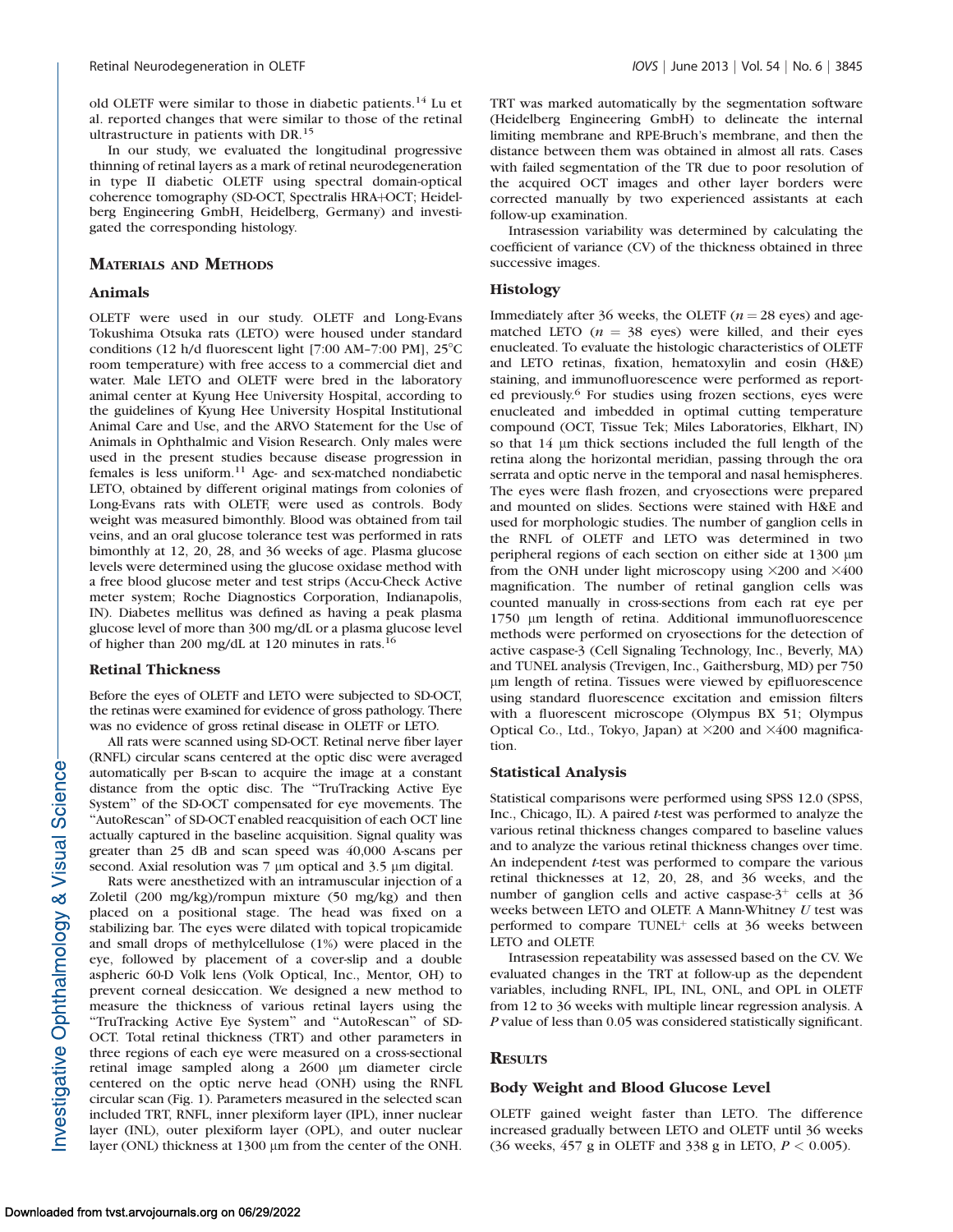old OLETF were similar to those in diabetic patients.[14] Lu et al. reported changes that were similar to those of the retinal ultrastructure in patients with DR.[15]

In our study, we evaluated the longitudinal progressive thinning of retinal layers as a mark of retinal neurodegeneration in type II diabetic OLETF using spectral domain-optical coherence tomography (SD-OCT, Spectralis HRA+OCT; Heidelberg Engineering GmbH, Heidelberg, Germany) and investigated the corresponding histology.

## Materials and Methods

### Animals

OLETF were used in our study. OLETF and Long-Evans Tokushima Otsuka rats (LETO) were housed under standard conditions (12 h/d fluorescent light [7:00 AM–7:00 PM], 25°C room temperature) with free access to a commercial diet and water. Male LETO and OLETF were bred in the laboratory animal center at Kyung Hee University Hospital, according to the guidelines of Kyung Hee University Hospital Institutional Animal Care and Use, and the ARVO Statement for the Use of Animals in Ophthalmic and Vision Research. Only males were used in the present studies because disease progression in females is less uniform.[11] Age- and sex-matched nondiabetic LETO, obtained by different original matings from colonies of Long-Evans rats with OLETF, were used as controls. Body weight was measured bimonthly. Blood was obtained from tail veins, and an oral glucose tolerance test was performed in rats bimonthly at 12, 20, 28, and 36 weeks of age. Plasma glucose levels were determined using the glucose oxidase method with a free blood glucose meter and test strips (Accu-Check Active meter system; Roche Diagnostics Corporation, Indianapolis, IN). Diabetes mellitus was defined as having a peak plasma glucose level of more than 300 mg/dL or a plasma glucose level of higher than 200 mg/dL at 120 minutes in rats.[16]

### Retinal Thickness

Before the eyes of OLETF and LETO were subjected to SD-OCT, the retinas were examined for evidence of gross pathology. There was no evidence of gross retinal disease in OLETF or LETO.

All rats were scanned using SD-OCT. Retinal nerve fiber layer (RNFL) circular scans centered at the optic disc were averaged automatically per B-scan to acquire the image at a constant distance from the optic disc. The "TruTracking Active Eye System" of the SD-OCT compensated for eye movements. The "AutoRescan" of SD-OCT enabled reacquisition of each OCT line actually captured in the baseline acquisition. Signal quality was greater than 25 dB and scan speed was 40,000 A-scans per second. Axial resolution was 7 μm optical and 3.5 μm digital.

Rats were anesthetized with an intramuscular injection of a Zoletil (200 mg/kg)/rompun mixture (50 mg/kg) and then placed on a positional stage. The head was fixed on a stabilizing bar. The eyes were dilated with topical tropicamide and small drops of methylcellulose (1%) were placed in the eye, followed by placement of a cover-slip and a double aspheric 60-D Volk lens (Volk Optical, Inc., Mentor, OH) to prevent corneal desiccation. We designed a new method to measure the thickness of various retinal layers using the "TruTracking Active Eye System" and "AutoRescan" of SD-OCT. Total retinal thickness (TRT) and other parameters in three regions of each eye were measured on a cross-sectional retinal image sampled along a 2600 μm diameter circle centered on the optic nerve head (ONH) using the RNFL circular scan (Fig. 1). Parameters measured in the selected scan included TRT, RNFL, inner plexiform layer (IPL), inner nuclear layer (INL), outer plexiform layer (OPL), and outer nuclear layer (ONL) thickness at 1300 μm from the center of the ONH. TRT was marked automatically by the segmentation software (Heidelberg Engineering GmbH) to delineate the internal limiting membrane and RPE-Bruch's membrane, and then the distance between them was obtained in almost all rats. Cases with failed segmentation of the TR due to poor resolution of the acquired OCT images and other layer borders were corrected manually by two experienced assistants at each follow-up examination.

Intrasession variability was determined by calculating the coefficient of variance (CV) of the thickness obtained in three successive images.

### Histology

Immediately after 36 weeks, the OLETF ($n = 28$ eyes) and age-matched LETO ($n = 38$ eyes) were killed, and their eyes enucleated. To evaluate the histologic characteristics of OLETF and LETO retinas, fixation, hematoxylin and eosin (H&E) staining, and immunofluorescence were performed as reported previously.[6] For studies using frozen sections, eyes were enucleated and imbedded in optimal cutting temperature compound (OCT, Tissue Tek; Miles Laboratories, Elkhart, IN) so that 14 μm thick sections included the full length of the retina along the horizontal meridian, passing through the ora serrata and optic nerve in the temporal and nasal hemispheres. The eyes were flash frozen, and cryosections were prepared and mounted on slides. Sections were stained with H&E and used for morphologic studies. The number of ganglion cells in the RNFL of OLETF and LETO was determined in two peripheral regions of each section on either side at 1300 μm from the ONH under light microscopy using ×200 and ×400 magnification. The number of retinal ganglion cells was counted manually in cross-sections from each rat eye per 1750 μm length of retina. Additional immunofluorescence methods were performed on cryosections for the detection of active caspase-3 (Cell Signaling Technology, Inc., Beverly, MA) and TUNEL analysis (Trevigen, Inc., Gaithersburg, MD) per 750 μm length of retina. Tissues were viewed by epifluorescence using standard fluorescence excitation and emission filters with a fluorescent microscope (Olympus BX 51; Olympus Optical Co., Ltd., Tokyo, Japan) at ×200 and ×400 magnification.

### Statistical Analysis

Statistical comparisons were performed using SPSS 12.0 (SPSS, Inc., Chicago, IL). A paired *t*-test was performed to analyze the various retinal thickness changes compared to baseline values and to analyze the various retinal thickness changes over time. An independent *t*-test was performed to compare the various retinal thicknesses at 12, 20, 28, and 36 weeks, and the number of ganglion cells and active caspase-3$^+$ cells at 36 weeks between LETO and OLETF. A Mann-Whitney *U* test was performed to compare TUNEL$^+$ cells at 36 weeks between LETO and OLETF.

Intrasession repeatability was assessed based on the CV. We evaluated changes in the TRT at follow-up as the dependent variables, including RNFL, IPL, INL, ONL, and OPL in OLETF from 12 to 36 weeks with multiple linear regression analysis. A $P$ value of less than 0.05 was considered statistically significant.

## Results

### Body Weight and Blood Glucose Level

OLETF gained weight faster than LETO. The difference increased gradually between LETO and OLETF until 36 weeks (36 weeks, 457 g in OLETF and 338 g in LETO, $P < 0.005$).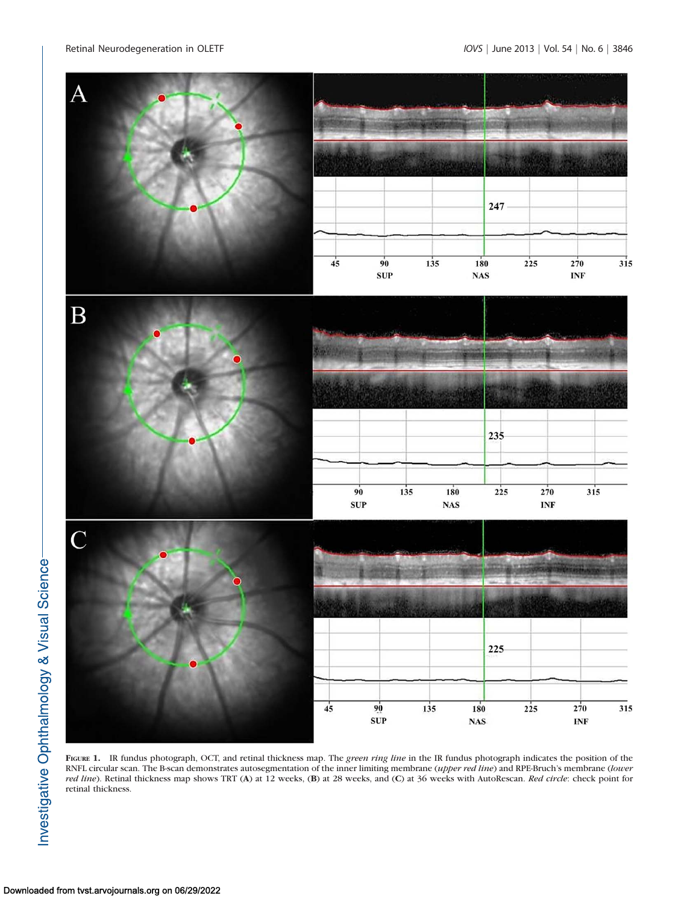FIGURE 1. IR fundus photograph, OCT, and retinal thickness map. The *green ring line* in the IR fundus photograph indicates the position of the RNFL circular scan. The B-scan demonstrates autosegmentation of the inner limiting membrane (*upper red line*) and RPE-Bruch's membrane (*lower red line*). Retinal thickness map shows TRT (**A**) at 12 weeks, (**B**) at 28 weeks, and (**C**) at 36 weeks with AutoRescan. *Red circle*: check point for retinal thickness.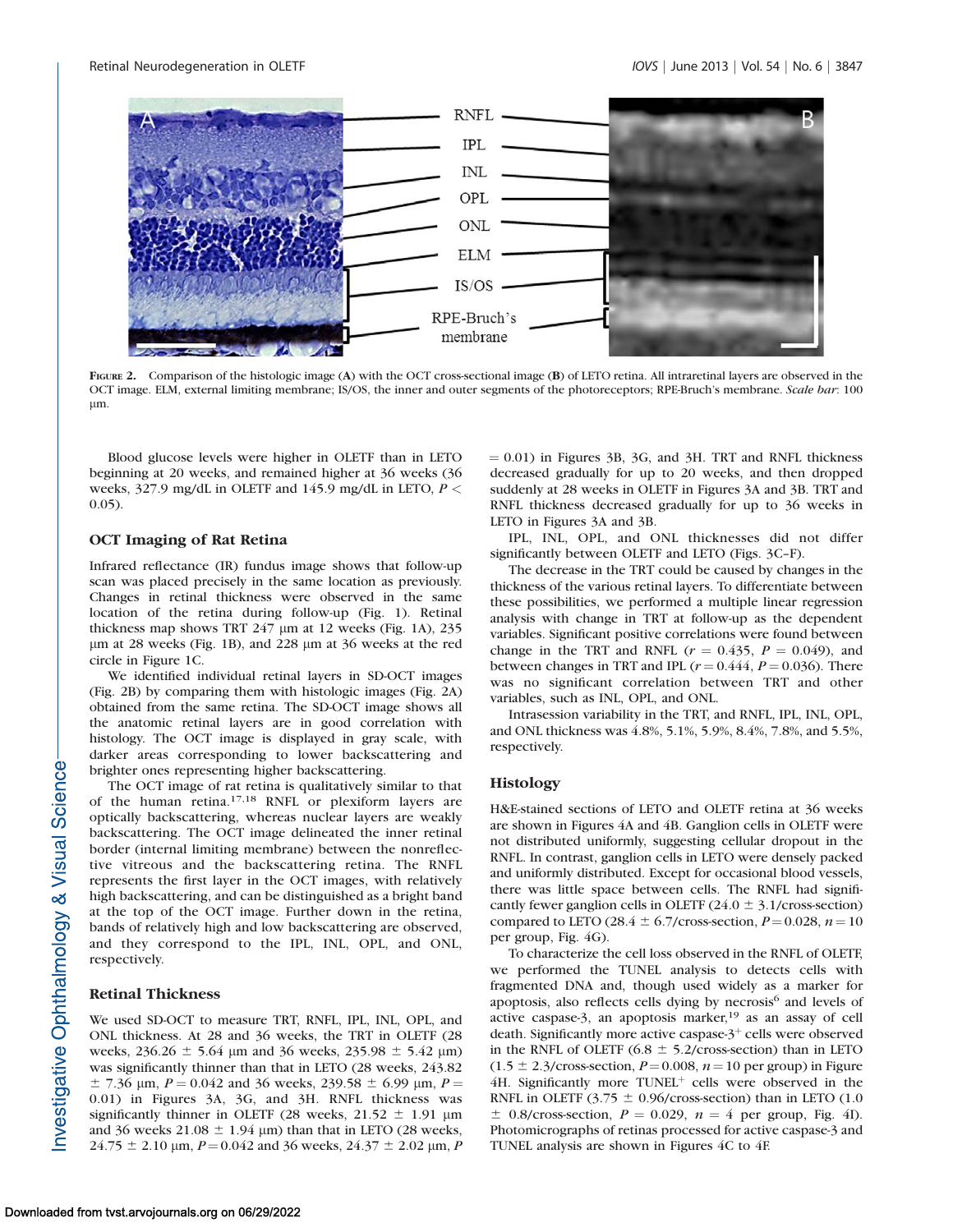FIGURE 2. Comparison of the histologic image (A) with the OCT cross-sectional image (B) of LETO retina. All intraretinal layers are observed in the OCT image. ELM, external limiting membrane; IS/OS, the inner and outer segments of the photoreceptors; RPE-Bruch's membrane. *Scale bar*: 100 μm.

Blood glucose levels were higher in OLETF than in LETO beginning at 20 weeks, and remained higher at 36 weeks (36 weeks, 327.9 mg/dL in OLETF and 145.9 mg/dL in LETO, $P < 0.05$).

### OCT Imaging of Rat Retina

Infrared reflectance (IR) fundus image shows that follow-up scan was placed precisely in the same location as previously. Changes in retinal thickness were observed in the same location of the retina during follow-up (Fig. 1). Retinal thickness map shows TRT 247 μm at 12 weeks (Fig. 1A), 235 μm at 28 weeks (Fig. 1B), and 228 μm at 36 weeks at the red circle in Figure 1C.

We identified individual retinal layers in SD-OCT images (Fig. 2B) by comparing them with histologic images (Fig. 2A) obtained from the same retina. The SD-OCT image shows all the anatomic retinal layers are in good correlation with histology. The OCT image is displayed in gray scale, with darker areas corresponding to lower backscattering and brighter ones representing higher backscattering.

The OCT image of rat retina is qualitatively similar to that of the human retina.[17,18] RNFL or plexiform layers are optically backscattering, whereas nuclear layers are weakly backscattering. The OCT image delineated the inner retinal border (internal limiting membrane) between the nonreflective vitreous and the backscattering retina. The RNFL represents the first layer in the OCT images, with relatively high backscattering, and can be distinguished as a bright band at the top of the OCT image. Further down in the retina, bands of relatively high and low backscattering are observed, and they correspond to the IPL, INL, OPL, and ONL, respectively.

### Retinal Thickness

We used SD-OCT to measure TRT, RNFL, IPL, INL, OPL, and ONL thickness. At 28 and 36 weeks, the TRT in OLETF (28 weeks, 236.26 ± 5.64 μm and 36 weeks, 235.98 ± 5.42 μm) was significantly thinner than that in LETO (28 weeks, 243.82 ± 7.36 μm, $P = 0.042$ and 36 weeks, 239.58 ± 6.99 μm, $P = 0.01$) in Figures 3A, 3G, and 3H. RNFL thickness was significantly thinner in OLETF (28 weeks, 21.52 ± 1.91 μm and 36 weeks 21.08 ± 1.94 μm) than that in LETO (28 weeks, 24.75 ± 2.10 μm, $P = 0.042$ and 36 weeks, 24.37 ± 2.02 μm, $P = 0.01$) in Figures 3B, 3G, and 3H. TRT and RNFL thickness decreased gradually for up to 20 weeks, and then dropped suddenly at 28 weeks in OLETF in Figures 3A and 3B. TRT and RNFL thickness decreased gradually for up to 36 weeks in LETO in Figures 3A and 3B.

IPL, INL, OPL, and ONL thicknesses did not differ significantly between OLETF and LETO (Figs. 3C–F).

The decrease in the TRT could be caused by changes in the thickness of the various retinal layers. To differentiate between these possibilities, we performed a multiple linear regression analysis with change in TRT at follow-up as the dependent variables. Significant positive correlations were found between change in the TRT and RNFL ($r = 0.435$, $P = 0.049$), and between changes in TRT and IPL ($r = 0.444$, $P = 0.036$). There was no significant correlation between TRT and other variables, such as INL, OPL, and ONL.

Intrasession variability in the TRT, and RNFL, IPL, INL, OPL, and ONL thickness was 4.8%, 5.1%, 5.9%, 8.4%, 7.8%, and 5.5%, respectively.

### Histology

H&E-stained sections of LETO and OLETF retina at 36 weeks are shown in Figures 4A and 4B. Ganglion cells in OLETF were not distributed uniformly, suggesting cellular dropout in the RNFL. In contrast, ganglion cells in LETO were densely packed and uniformly distributed. Except for occasional blood vessels, there was little space between cells. The RNFL had significantly fewer ganglion cells in OLETF (24.0 ± 3.1/cross-section) compared to LETO (28.4 ± 6.7/cross-section, $P = 0.028$, $n = 10$ per group, Fig. 4G).

To characterize the cell loss observed in the RNFL of OLETF, we performed the TUNEL analysis to detects cells with fragmented DNA and, though used widely as a marker for apoptosis, also reflects cells dying by necrosis[6] and levels of active caspase-3, an apoptosis marker,[19] as an assay of cell death. Significantly more active caspase-$3^+$ cells were observed in the RNFL of OLETF (6.8 ± 5.2/cross-section) than in LETO (1.5 ± 2.3/cross-section, $P = 0.008$, $n = 10$ per group) in Figure 4H. Significantly more TUNEL$^+$ cells were observed in the RNFL in OLETF (3.75 ± 0.96/cross-section) than in LETO (1.0 ± 0.8/cross-section, $P = 0.029$, $n = 4$ per group, Fig. 4I). Photomicrographs of retinas processed for active caspase-3 and TUNEL analysis are shown in Figures 4C to 4F.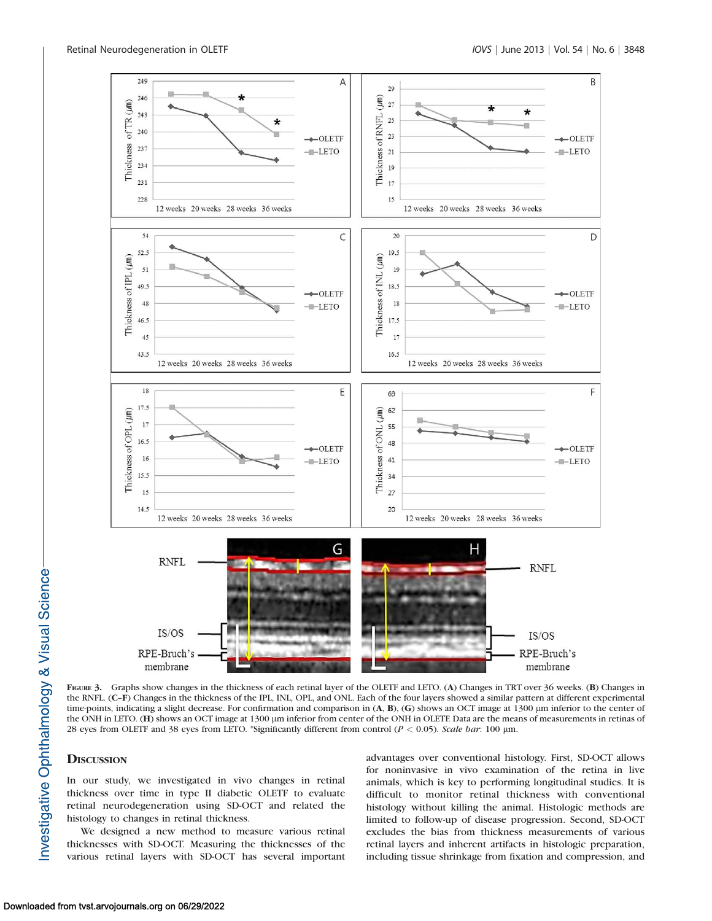FIGURE 3. Graphs show changes in the thickness of each retinal layer of the OLETF and LETO. (A) Changes in TRT over 36 weeks. (B) Changes in the RNFL. (C–F) Changes in the thickness of the IPL, INL, OPL, and ONL. Each of the four layers showed a similar pattern at different experimental time-points, indicating a slight decrease. For confirmation and comparison in (A, B), (G) shows an OCT image at 1300 μm inferior to the center of the ONH in LETO. (H) shows an OCT image at 1300 μm inferior from center of the ONH in OLETF. Data are the means of measurements in retinas of 28 eyes from OLETF and 38 eyes from LETO. *Significantly different from control ($P < 0.05$). *Scale bar*: 100 μm.

## DISCUSSION

In our study, we investigated in vivo changes in retinal thickness over time in type II diabetic OLETF to evaluate retinal neurodegeneration using SD-OCT and related the histology to changes in retinal thickness.

We designed a new method to measure various retinal thicknesses with SD-OCT. Measuring the thicknesses of the various retinal layers with SD-OCT has several important advantages over conventional histology. First, SD-OCT allows for noninvasive in vivo examination of the retina in live animals, which is key to performing longitudinal studies. It is difficult to monitor retinal thickness with conventional histology without killing the animal. Histologic methods are limited to follow-up of disease progression. Second, SD-OCT excludes the bias from thickness measurements of various retinal layers and inherent artifacts in histologic preparation, including tissue shrinkage from fixation and compression, and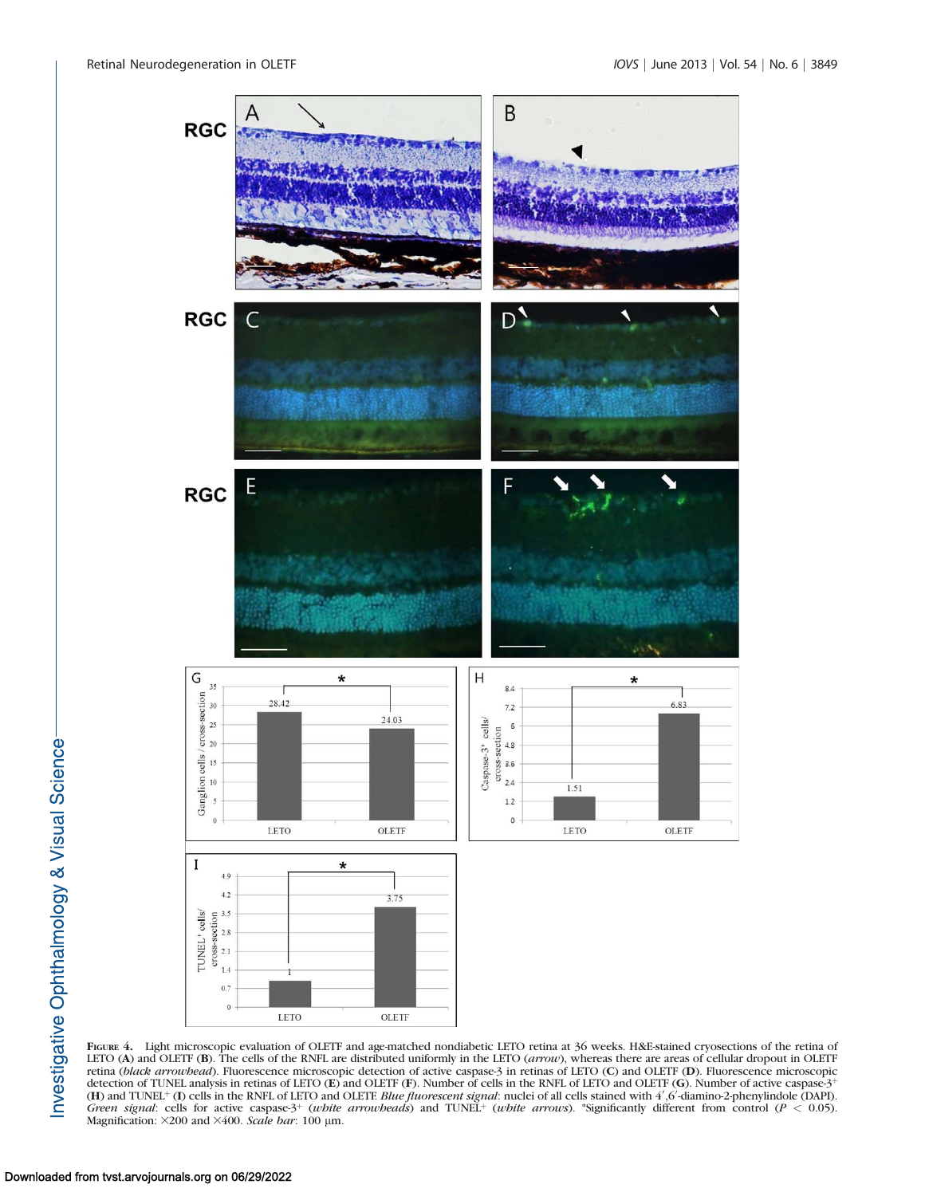**Figure 4.** Light microscopic evaluation of OLETF and age-matched nondiabetic LETO retina at 36 weeks. H&E-stained cryosections of the retina of LETO (**A**) and OLETF (**B**). The cells of the RNFL are distributed uniformly in the LETO (*arrow*), whereas there are areas of cellular dropout in OLETF retina (*black arrowhead*). Fluorescence microscopic detection of active caspase-3 in retinas of LETO (**C**) and OLETF (**D**). Fluorescence microscopic detection of TUNEL analysis in retinas of LETO (**E**) and OLETF (**F**). Number of cells in the RNFL of LETO and OLETF (**G**). Number of active caspase-3$^{+}$ (**H**) and TUNEL$^{+}$ (**I**) cells in the RNFL of LETO and OLETF. *Blue fluorescent signal*: nuclei of all cells stained with 4′,6′-diamino-2-phenylindole (DAPI). *Green signal*: cells for active caspase-3$^{+}$ (*white arrowheads*) and TUNEL$^{+}$ (*white arrows*). *Significantly different from control ($P < 0.05$). Magnification: ×200 and ×400. *Scale bar*: 100 μm.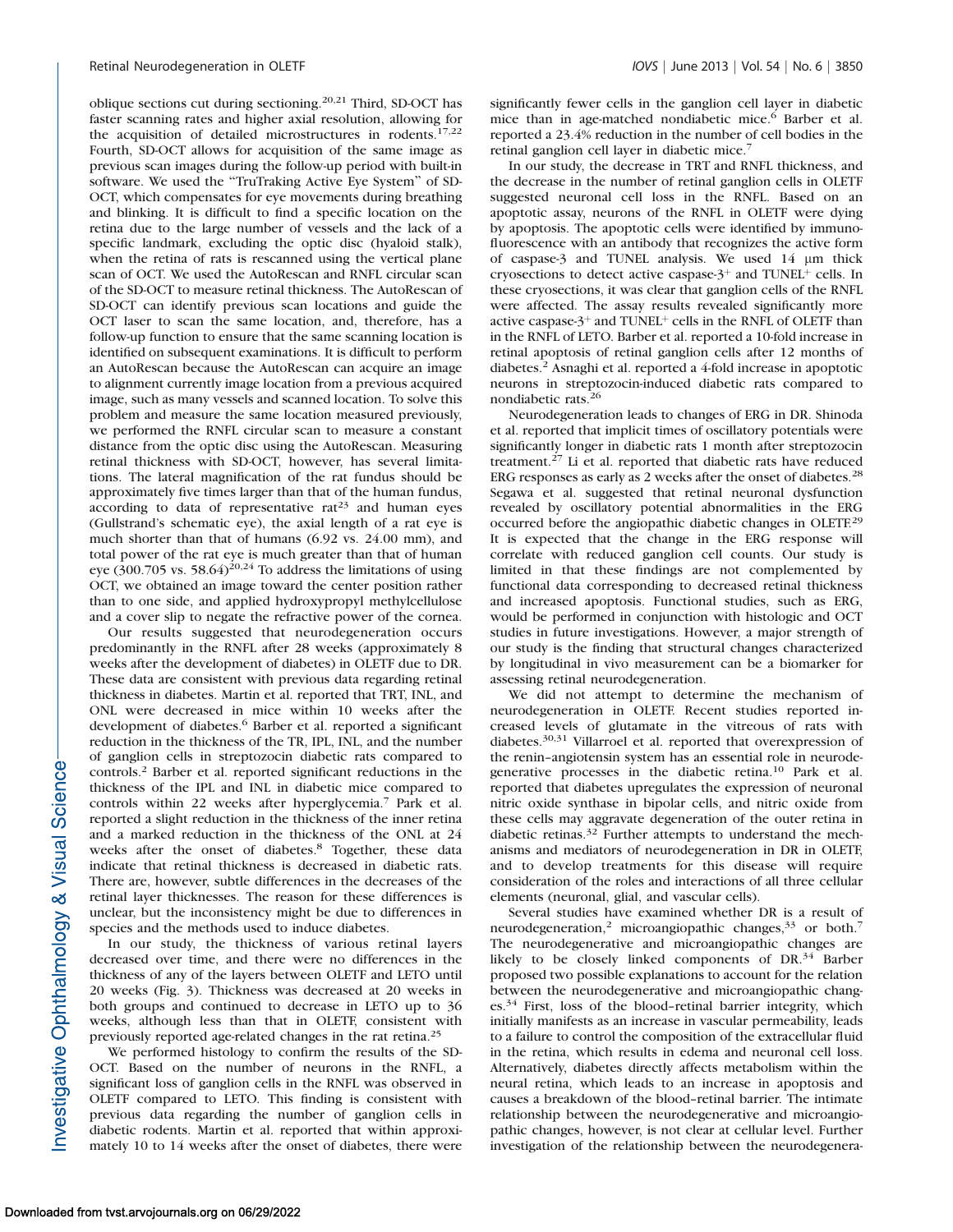oblique sections cut during sectioning.[20,21] Third, SD-OCT has faster scanning rates and higher axial resolution, allowing for the acquisition of detailed microstructures in rodents.[17,22] Fourth, SD-OCT allows for acquisition of the same image as previous scan images during the follow-up period with built-in software. We used the "TruTraking Active Eye System" of SD-OCT, which compensates for eye movements during breathing and blinking. It is difficult to find a specific location on the retina due to the large number of vessels and the lack of a specific landmark, excluding the optic disc (hyaloid stalk), when the retina of rats is rescanned using the vertical plane scan of OCT. We used the AutoRescan and RNFL circular scan of the SD-OCT to measure retinal thickness. The AutoRescan of SD-OCT can identify previous scan locations and guide the OCT laser to scan the same location, and, therefore, has a follow-up function to ensure that the same scanning location is identified on subsequent examinations. It is difficult to perform an AutoRescan because the AutoRescan can acquire an image to alignment currently image location from a previous acquired image, such as many vessels and scanned location. To solve this problem and measure the same location measured previously, we performed the RNFL circular scan to measure a constant distance from the optic disc using the AutoRescan. Measuring retinal thickness with SD-OCT, however, has several limitations. The lateral magnification of the rat fundus should be approximately five times larger than that of the human fundus, according to data of representative rat[23] and human eyes (Gullstrand's schematic eye), the axial length of a rat eye is much shorter than that of humans (6.92 vs. 24.00 mm), and total power of the rat eye is much greater than that of human eye (300.705 vs. 58.64)[20,24] To address the limitations of using OCT, we obtained an image toward the center position rather than to one side, and applied hydroxypropyl methylcellulose and a cover slip to negate the refractive power of the cornea.

Our results suggested that neurodegeneration occurs predominantly in the RNFL after 28 weeks (approximately 8 weeks after the development of diabetes) in OLETF due to DR. These data are consistent with previous data regarding retinal thickness in diabetes. Martin et al. reported that TRT, INL, and ONL were decreased in mice within 10 weeks after the development of diabetes.[6] Barber et al. reported a significant reduction in the thickness of the TR, IPL, INL, and the number of ganglion cells in streptozocin diabetic rats compared to controls.[2] Barber et al. reported significant reductions in the thickness of the IPL and INL in diabetic mice compared to controls within 22 weeks after hyperglycemia.[7] Park et al. reported a slight reduction in the thickness of the inner retina and a marked reduction in the thickness of the ONL at 24 weeks after the onset of diabetes.[8] Together, these data indicate that retinal thickness is decreased in diabetic rats. There are, however, subtle differences in the decreases of the retinal layer thicknesses. The reason for these differences is unclear, but the inconsistency might be due to differences in species and the methods used to induce diabetes.

In our study, the thickness of various retinal layers decreased over time, and there were no differences in the thickness of any of the layers between OLETF and LETO until 20 weeks (Fig. 3). Thickness was decreased at 20 weeks in both groups and continued to decrease in LETO up to 36 weeks, although less than that in OLETF, consistent with previously reported age-related changes in the rat retina.[25]

We performed histology to confirm the results of the SD-OCT. Based on the number of neurons in the RNFL, a significant loss of ganglion cells in the RNFL was observed in OLETF compared to LETO. This finding is consistent with previous data regarding the number of ganglion cells in diabetic rodents. Martin et al. reported that within approximately 10 to 14 weeks after the onset of diabetes, there were significantly fewer cells in the ganglion cell layer in diabetic mice than in age-matched nondiabetic mice.[6] Barber et al. reported a 23.4% reduction in the number of cell bodies in the retinal ganglion cell layer in diabetic mice.[7]

In our study, the decrease in TRT and RNFL thickness, and the decrease in the number of retinal ganglion cells in OLETF suggested neuronal cell loss in the RNFL. Based on an apoptotic assay, neurons of the RNFL in OLETF were dying by apoptosis. The apoptotic cells were identified by immunofluorescence with an antibody that recognizes the active form of caspase-3 and TUNEL analysis. We used 14 μm thick cryosections to detect active caspase-$3^+$ and TUNEL$^+$ cells. In these cryosections, it was clear that ganglion cells of the RNFL were affected. The assay results revealed significantly more active caspase-$3^+$ and TUNEL$^+$ cells in the RNFL of OLETF than in the RNFL of LETO. Barber et al. reported a 10-fold increase in retinal apoptosis of retinal ganglion cells after 12 months of diabetes.[2] Asnaghi et al. reported a 4-fold increase in apoptotic neurons in streptozocin-induced diabetic rats compared to nondiabetic rats.[26]

Neurodegeneration leads to changes of ERG in DR. Shinoda et al. reported that implicit times of oscillatory potentials were significantly longer in diabetic rats 1 month after streptozocin treatment.[27] Li et al. reported that diabetic rats have reduced ERG responses as early as 2 weeks after the onset of diabetes.[28] Segawa et al. suggested that retinal neuronal dysfunction revealed by oscillatory potential abnormalities in the ERG occurred before the angiopathic diabetic changes in OLETF.[29] It is expected that the change in the ERG response will correlate with reduced ganglion cell counts. Our study is limited in that these findings are not complemented by functional data corresponding to decreased retinal thickness and increased apoptosis. Functional studies, such as ERG, would be performed in conjunction with histologic and OCT studies in future investigations. However, a major strength of our study is the finding that structural changes characterized by longitudinal in vivo measurement can be a biomarker for assessing retinal neurodegeneration.

We did not attempt to determine the mechanism of neurodegeneration in OLETF. Recent studies reported increased levels of glutamate in the vitreous of rats with diabetes.[30,31] Villarroel et al. reported that overexpression of the renin–angiotensin system has an essential role in neurodegenerative processes in the diabetic retina.[10] Park et al. reported that diabetes upregulates the expression of neuronal nitric oxide synthase in bipolar cells, and nitric oxide from these cells may aggravate degeneration of the outer retina in diabetic retinas.[32] Further attempts to understand the mechanisms and mediators of neurodegeneration in DR in OLETF, and to develop treatments for this disease will require consideration of the roles and interactions of all three cellular elements (neuronal, glial, and vascular cells).

Several studies have examined whether DR is a result of neurodegeneration,[2] microangiopathic changes,[33] or both.[7] The neurodegenerative and microangiopathic changes are likely to be closely linked components of DR.[34] Barber proposed two possible explanations to account for the relation between the neurodegenerative and microangiopathic changes.[34] First, loss of the blood–retinal barrier integrity, which initially manifests as an increase in vascular permeability, leads to a failure to control the composition of the extracellular fluid in the retina, which results in edema and neuronal cell loss. Alternatively, diabetes directly affects metabolism within the neural retina, which leads to an increase in apoptosis and causes a breakdown of the blood–retinal barrier. The intimate relationship between the neurodegenerative and microangiopathic changes, however, is not clear at cellular level. Further investigation of the relationship between the neurodegenera-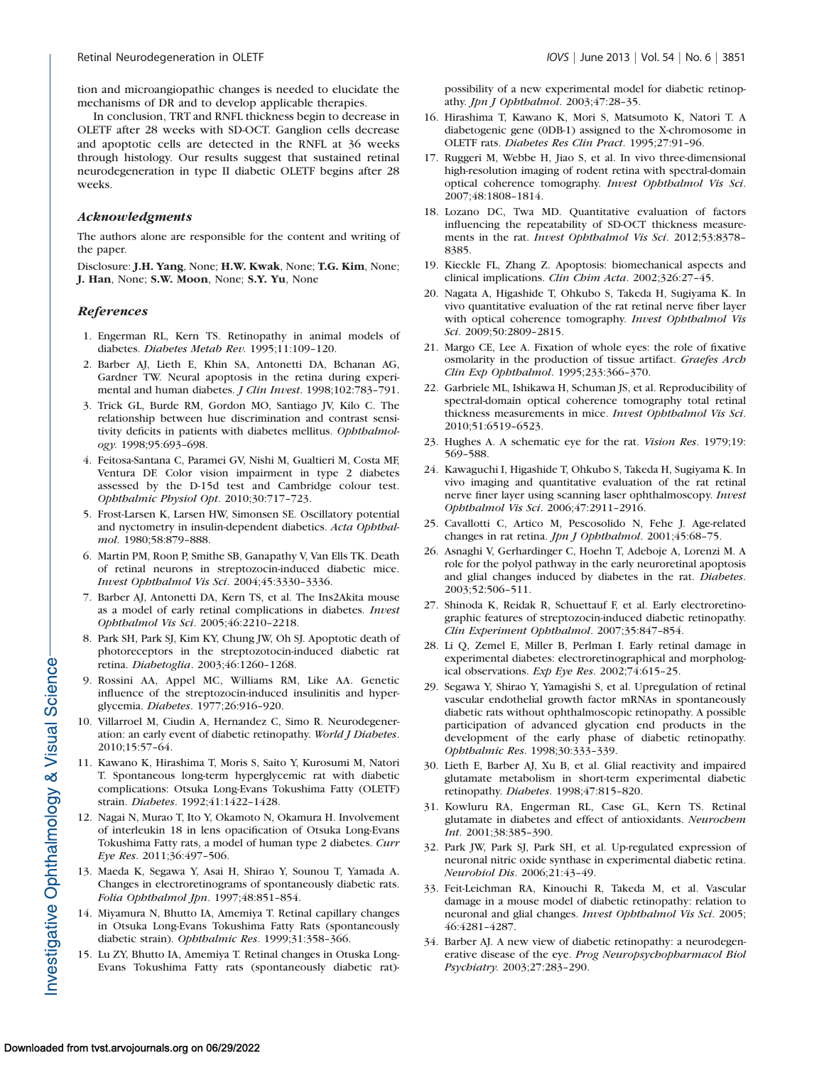tion and microangiopathic changes is needed to elucidate the mechanisms of DR and to develop applicable therapies.

In conclusion, TRT and RNFL thickness begin to decrease in OLETF after 28 weeks with SD-OCT. Ganglion cells decrease and apoptotic cells are detected in the RNFL at 36 weeks through histology. Our results suggest that sustained retinal neurodegeneration in type II diabetic OLETF begins after 28 weeks.

### *Acknowledgments*

The authors alone are responsible for the content and writing of the paper.

Disclosure: **J.H. Yang**, None; **H.W. Kwak**, None; **T.G. Kim**, None; **J. Han**, None; **S.W. Moon**, None; **S.Y. Yu**, None

### *References*

1. Engerman RL, Kern TS. Retinopathy in animal models of diabetes. *Diabetes Metab Rev*. 1995;11:109–120.
2. Barber AJ, Lieth E, Khin SA, Antonetti DA, Bchanan AG, Gardner TW. Neural apoptosis in the retina during experimental and human diabetes. *J Clin Invest*. 1998;102:783–791.
3. Trick GL, Burde RM, Gordon MO, Santiago JV, Kilo C. The relationship between hue discrimination and contrast sensitivity deficits in patients with diabetes mellitus. *Ophthalmology*. 1998;95:693–698.
4. Feitosa-Santana C, Paramei GV, Nishi M, Gualtieri M, Costa MF, Ventura DF. Color vision impairment in type 2 diabetes assessed by the D-15d test and Cambridge colour test. *Ophthalmic Physiol Opt*. 2010;30:717–723.
5. Frost-Larsen K, Larsen HW, Simonsen SE. Oscillatory potential and nyctometry in insulin-dependent diabetics. *Acta Ophthalmol*. 1980;58:879–888.
6. Martin PM, Roon P, Smithe SB, Ganapathy V, Van Ells TK. Death of retinal neurons in streptozocin-induced diabetic mice. *Invest Ophthalmol Vis Sci*. 2004;45:3330–3336.
7. Barber AJ, Antonetti DA, Kern TS, et al. The Ins2Akita mouse as a model of early retinal complications in diabetes. *Invest Ophthalmol Vis Sci*. 2005;46:2210–2218.
8. Park SH, Park SJ, Kim KY, Chung JW, Oh SJ. Apoptotic death of photoreceptors in the streptozotocin-induced diabetic rat retina. *Diabetoglia*. 2003;46:1260–1268.
9. Rossini AA, Appel MC, Williams RM, Like AA. Genetic influence of the streptozocin-induced insulinitis and hyperglycemia. *Diabetes*. 1977;26:916–920.
10. Villarroel M, Ciudin A, Hernandez C, Simo R. Neurodegeneration: an early event of diabetic retinopathy. *World J Diabetes*. 2010;15:57–64.
11. Kawano K, Hirashima T, Moris S, Saito Y, Kurosumi M, Natori T. Spontaneous long-term hyperglycemic rat with diabetic complications: Otsuka Long-Evans Tokushima Fatty (OLETF) strain. *Diabetes*. 1992;41:1422–1428.
12. Nagai N, Murao T, Ito Y, Okamoto N, Okamura H. Involvement of interleukin 18 in lens opacification of Otsuka Long-Evans Tokushima Fatty rats, a model of human type 2 diabetes. *Curr Eye Res*. 2011;36:497–506.
13. Maeda K, Segawa Y, Asai H, Shirao Y, Sounou T, Yamada A. Changes in electroretinograms of spontaneously diabetic rats. *Folia Ophthalmol Jpn*. 1997;48:851–854.
14. Miyamura N, Bhutto IA, Amemiya T. Retinal capillary changes in Otsuka Long-Evans Tokushima Fatty Rats (spontaneously diabetic strain). *Ophthalmic Res*. 1999;31:358–366.
15. Lu ZY, Bhutto IA, Amemiya T. Retinal changes in Otuska Long-Evans Tokushima Fatty rats (spontaneously diabetic rat)-possibility of a new experimental model for diabetic retinopathy. *Jpn J Ophthalmol*. 2003;47:28–35.
16. Hirashima T, Kawano K, Mori S, Matsumoto K, Natori T. A diabetogenic gene (0DB-1) assigned to the X-chromosome in OLETF rats. *Diabetes Res Clin Pract*. 1995;27:91–96.
17. Ruggeri M, Webbe H, Jiao S, et al. In vivo three-dimensional high-resolution imaging of rodent retina with spectral-domain optical coherence tomography. *Invest Ophthalmol Vis Sci*. 2007;48:1808–1814.
18. Lozano DC, Twa MD. Quantitative evaluation of factors influencing the repeatability of SD-OCT thickness measurements in the rat. *Invest Ophthalmol Vis Sci*. 2012;53:8378–8385.
19. Kieckle FL, Zhang Z. Apoptosis: biomechanical aspects and clinical implications. *Clin Chim Acta*. 2002;326:27–45.
20. Nagata A, Higashide T, Ohkubo S, Takeda H, Sugiyama K. In vivo quantitative evaluation of the rat retinal nerve fiber layer with optical coherence tomography. *Invest Ophthalmol Vis Sci*. 2009;50:2809–2815.
21. Margo CE, Lee A. Fixation of whole eyes: the role of fixative osmolarity in the production of tissue artifact. *Graefes Arch Clin Exp Ophthalmol*. 1995;233:366–370.
22. Garbriele ML, Ishikawa H, Schuman JS, et al. Reproducibility of spectral-domain optical coherence tomography total retinal thickness measurements in mice. *Invest Ophthalmol Vis Sci*. 2010;51:6519–6523.
23. Hughes A. A schematic eye for the rat. *Vision Res*. 1979;19:569–588.
24. Kawaguchi I, Higashide T, Ohkubo S, Takeda H, Sugiyama K. In vivo imaging and quantitative evaluation of the rat retinal nerve finer layer using scanning laser ophthalmoscopy. *Invest Ophthalmol Vis Sci*. 2006;47:2911–2916.
25. Cavallotti C, Artico M, Pescosolido N, Fehe J. Age-related changes in rat retina. *Jpn J Ophthalmol*. 2001;45:68–75.
26. Asnaghi V, Gerhardinger C, Hoehn T, Adeboje A, Lorenzi M. A role for the polyol pathway in the early neuroretinal apoptosis and glial changes induced by diabetes in the rat. *Diabetes*. 2003;52:506–511.
27. Shinoda K, Reidak R, Schuettauf F, et al. Early electroretinographic features of streptozocin-induced diabetic retinopathy. *Clin Experiment Ophthalmol*. 2007;35:847–854.
28. Li Q, Zemel E, Miller B, Perlman I. Early retinal damage in experimental diabetes: electroretinographical and morphological observations. *Exp Eye Res*. 2002;74:615–25.
29. Segawa Y, Shirao Y, Yamagishi S, et al. Upregulation of retinal vascular endothelial growth factor mRNAs in spontaneously diabetic rats without ophthalmoscopic retinopathy. A possible participation of advanced glycation end products in the development of the early phase of diabetic retinopathy. *Ophthalmic Res*. 1998;30:333–339.
30. Lieth E, Barber AJ, Xu B, et al. Glial reactivity and impaired glutamate metabolism in short-term experimental diabetic retinopathy. *Diabetes*. 1998;47:815–820.
31. Kowluru RA, Engerman RL, Case GL, Kern TS. Retinal glutamate in diabetes and effect of antioxidants. *Neurochem Int*. 2001;38:385–390.
32. Park JW, Park SJ, Park SH, et al. Up-regulated expression of neuronal nitric oxide synthase in experimental diabetic retina. *Neurobiol Dis*. 2006;21:43–49.
33. Feit-Leichman RA, Kinouchi R, Takeda M, et al. Vascular damage in a mouse model of diabetic retinopathy: relation to neuronal and glial changes. *Invest Ophthalmol Vis Sci*. 2005;46:4281–4287.
34. Barber AJ. A new view of diabetic retinopathy: a neurodegenerative disease of the eye. *Prog Neuropsychopharmacol Biol Psychiatry*. 2003;27:283–290.